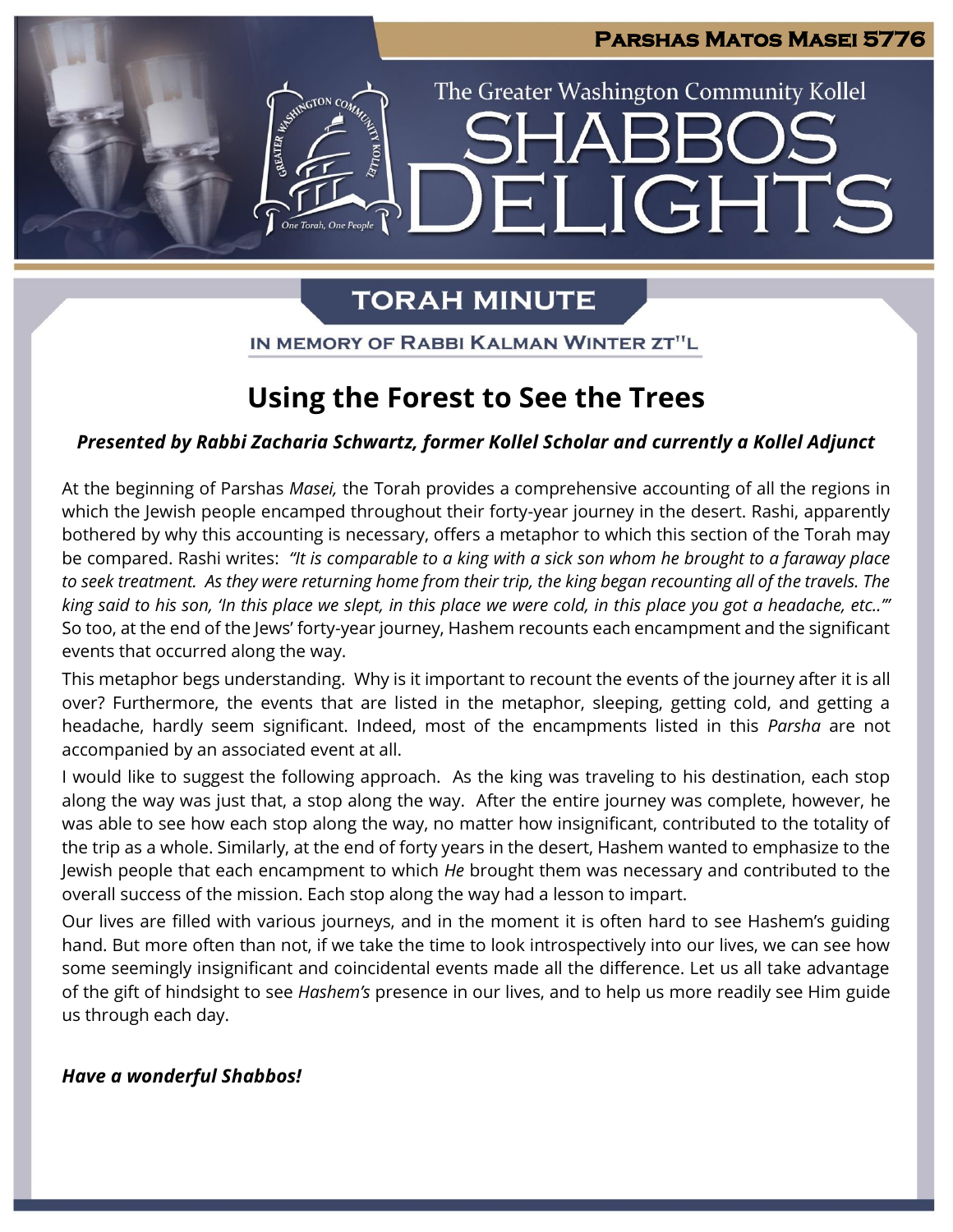# Parshas Matos Masei 5776

The Greater Washington Community Kollel

# Shabbos Delights

## TORAH MINUTE

IN MEMORY OF RABBI KALMAN WINTER ZT"L

## Using the Forest to See the Trees

***Presented by Rabbi Zacharia Schwartz, former Kollel Scholar and currently a Kollel Adjunct***

At the beginning of Parshas *Masei,* the Torah provides a comprehensive accounting of all the regions in which the Jewish people encamped throughout their forty-year journey in the desert. Rashi, apparently bothered by why this accounting is necessary, offers a metaphor to which this section of the Torah may be compared. Rashi writes: *"It is comparable to a king with a sick son whom he brought to a faraway place to seek treatment. As they were returning home from their trip, the king began recounting all of the travels. The king said to his son, 'In this place we slept, in this place we were cold, in this place you got a headache, etc..'"* So too, at the end of the Jews' forty-year journey, Hashem recounts each encampment and the significant events that occurred along the way.

This metaphor begs understanding. Why is it important to recount the events of the journey after it is all over? Furthermore, the events that are listed in the metaphor, sleeping, getting cold, and getting a headache, hardly seem significant. Indeed, most of the encampments listed in this *Parsha* are not accompanied by an associated event at all.

I would like to suggest the following approach. As the king was traveling to his destination, each stop along the way was just that, a stop along the way. After the entire journey was complete, however, he was able to see how each stop along the way, no matter how insignificant, contributed to the totality of the trip as a whole. Similarly, at the end of forty years in the desert, Hashem wanted to emphasize to the Jewish people that each encampment to which *He* brought them was necessary and contributed to the overall success of the mission. Each stop along the way had a lesson to impart.

Our lives are filled with various journeys, and in the moment it is often hard to see Hashem's guiding hand. But more often than not, if we take the time to look introspectively into our lives, we can see how some seemingly insignificant and coincidental events made all the difference. Let us all take advantage of the gift of hindsight to see *Hashem's* presence in our lives, and to help us more readily see Him guide us through each day.

***Have a wonderful Shabbos!***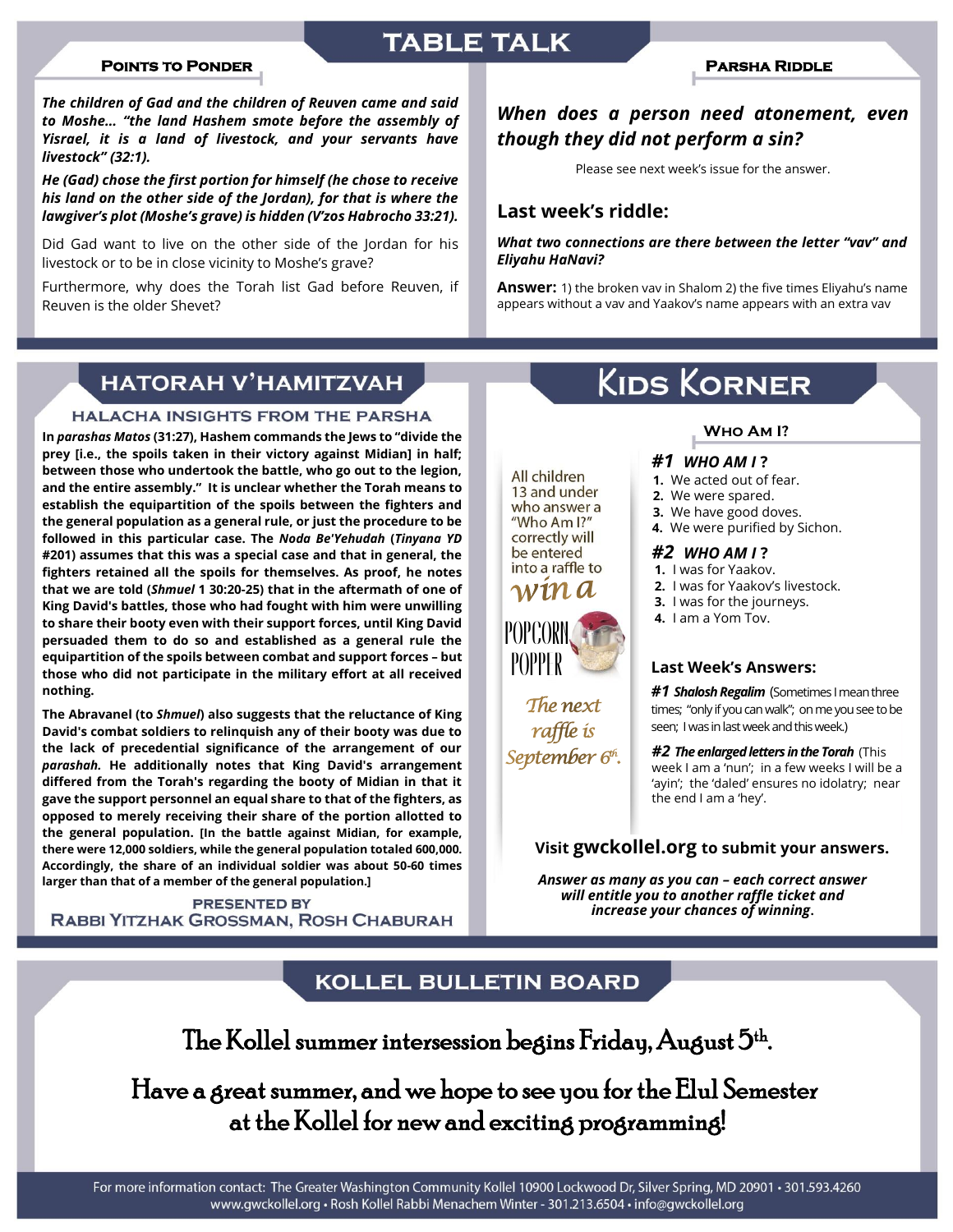# TABLE TALK

## Points to Ponder

***The children of Gad and the children of Reuven came and said to Moshe… "the land Hashem smote before the assembly of Yisrael, it is a land of livestock, and your servants have livestock" (32:1).***

***He (Gad) chose the first portion for himself (he chose to receive his land on the other side of the Jordan), for that is where the lawgiver's plot (Moshe's grave) is hidden (V'zos Habrocho 33:21).***

Did Gad want to live on the other side of the Jordan for his livestock or to be in close vicinity to Moshe's grave?

Furthermore, why does the Torah list Gad before Reuven, if Reuven is the older Shevet?

## Parsha Riddle

***When does a person need atonement, even though they did not perform a sin?***

Please see next week's issue for the answer.

### Last week's riddle:

***What two connections are there between the letter "vav" and Eliyahu HaNavi?***

**Answer:** 1) the broken vav in Shalom 2) the five times Eliyahu's name appears without a vav and Yaakov's name appears with an extra vav

# HATORAH V'HAMITZVAH

## HALACHA INSIGHTS FROM THE PARSHA

**In *parashas Matos* (31:27), Hashem commands the Jews to "divide the prey [i.e., the spoils taken in their victory against Midian] in half; between those who undertook the battle, who go out to the legion, and the entire assembly." It is unclear whether the Torah means to establish the equipartition of the spoils between the fighters and the general population as a general rule, or just the procedure to be followed in this particular case. The *Noda Be'Yehudah* (*Tinyana YD* #201) assumes that this was a special case and that in general, the fighters retained all the spoils for themselves. As proof, he notes that we are told (*Shmuel* 1 30:20-25) that in the aftermath of one of King David's battles, those who had fought with him were unwilling to share their booty even with their support forces, until King David persuaded them to do so and established as a general rule the equipartition of the spoils between combat and support forces – but those who did not participate in the military effort at all received nothing.**

**The Abravanel (to *Shmuel*) also suggests that the reluctance of King David's combat soldiers to relinquish any of their booty was due to the lack of precedential significance of the arrangement of our *parashah.* He additionally notes that King David's arrangement differed from the Torah's regarding the booty of Midian in that it gave the support personnel an equal share to that of the fighters, as opposed to merely receiving their share of the portion allotted to the general population. [In the battle against Midian, for example, there were 12,000 soldiers, while the general population totaled 600,000. Accordingly, the share of an individual soldier was about 50-60 times larger than that of a member of the general population.]**

PRESENTED BY
RABBI YITZHAK GROSSMAN, ROSH CHABURAH

# KIDS KORNER

All children 13 and under who answer a "Who Am I?" correctly will be entered into a raffle to

win a POPCORN POPPER

*The next raffle is September 6th.*

## Who Am I?

### #1 WHO AM I ?

1. We acted out of fear.
2. We were spared.
3. We have good doves.
4. We were purified by Sichon.

### #2 WHO AM I ?

1. I was for Yaakov.
2. I was for Yaakov's livestock.
3. I was for the journeys.
4. I am a Yom Tov.

### Last Week's Answers:

***#1 Shalosh Regalim*** (Sometimes I mean three times; "only if you can walk"; on me you see to be seen; I was in last week and this week.)

***#2 The enlarged letters in the Torah*** (This week I am a 'nun'; in a few weeks I will be a 'ayin'; the 'daled' ensures no idolatry; near the end I am a 'hey'.

**Visit gwckollel.org to submit your answers.**

***Answer as many as you can – each correct answer will entitle you to another raffle ticket and increase your chances of winning.***

# KOLLEL BULLETIN BOARD

The Kollel summer intersession begins Friday, August 5th.

Have a great summer, and we hope to see you for the Elul Semester at the Kollel for new and exciting programming!

For more information contact: The Greater Washington Community Kollel 10900 Lockwood Dr, Silver Spring, MD 20901 • 301.593.4260
www.gwckollel.org • Rosh Kollel Rabbi Menachem Winter - 301.213.6504 • info@gwckollel.org